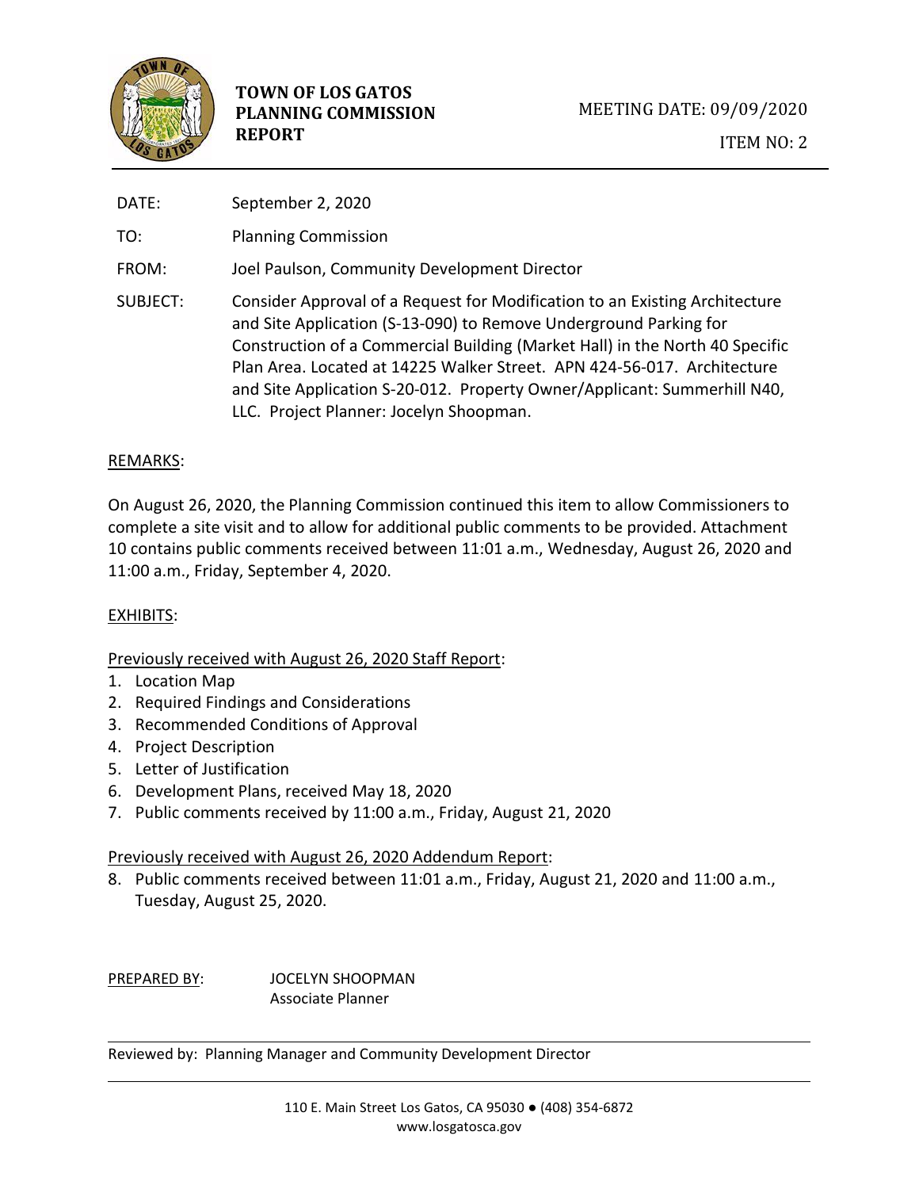**TOWN OF LOS GATOS PLANNING COMMISSION REPORT**

MEETING DATE: 09/09/2020

ITEM NO: 2

DATE: September 2, 2020

TO: Planning Commission

FROM: Joel Paulson, Community Development Director

SUBJECT: Consider Approval of a Request for Modification to an Existing Architecture and Site Application (S-13-090) to Remove Underground Parking for Construction of a Commercial Building (Market Hall) in the North 40 Specific Plan Area. Located at 14225 Walker Street. APN 424-56-017. Architecture and Site Application S-20-012. Property Owner/Applicant: Summerhill N40, LLC. Project Planner: Jocelyn Shoopman.

## REMARKS:

On August 26, 2020, the Planning Commission continued this item to allow Commissioners to complete a site visit and to allow for additional public comments to be provided. Attachment 10 contains public comments received between 11:01 a.m., Wednesday, August 26, 2020 and 11:00 a.m., Friday, September 4, 2020.

## EXHIBITS:

Previously received with August 26, 2020 Staff Report:

1. Location Map
2. Required Findings and Considerations
3. Recommended Conditions of Approval
4. Project Description
5. Letter of Justification
6. Development Plans, received May 18, 2020
7. Public comments received by 11:00 a.m., Friday, August 21, 2020

Previously received with August 26, 2020 Addendum Report:

8. Public comments received between 11:01 a.m., Friday, August 21, 2020 and 11:00 a.m., Tuesday, August 25, 2020.

PREPARED BY: JOCELYN SHOOPMAN
Associate Planner

Reviewed by: Planning Manager and Community Development Director

110 E. Main Street Los Gatos, CA 95030 ● (408) 354-6872
www.losgatosca.gov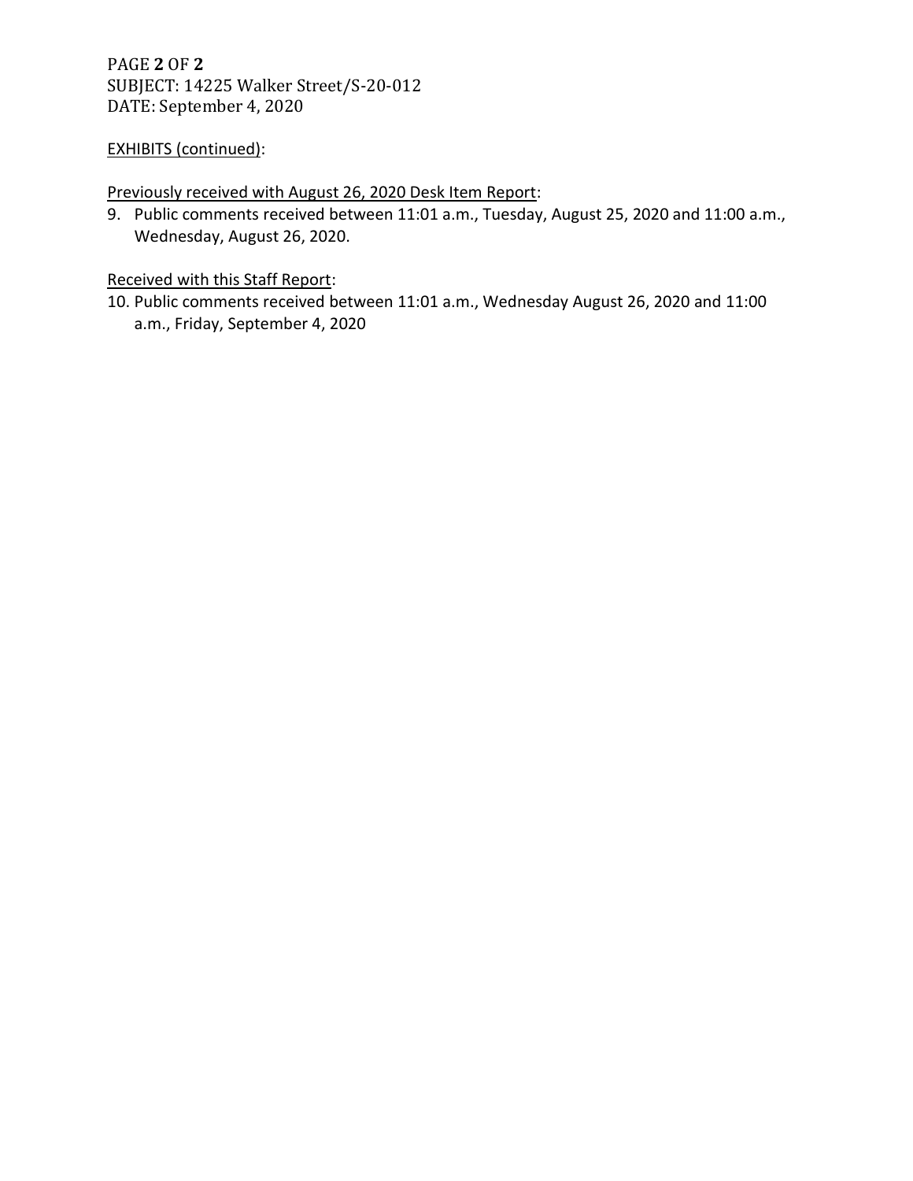EXHIBITS (continued):

Previously received with August 26, 2020 Desk Item Report:

9. Public comments received between 11:01 a.m., Tuesday, August 25, 2020 and 11:00 a.m., Wednesday, August 26, 2020.

Received with this Staff Report:

10. Public comments received between 11:01 a.m., Wednesday August 26, 2020 and 11:00 a.m., Friday, September 4, 2020